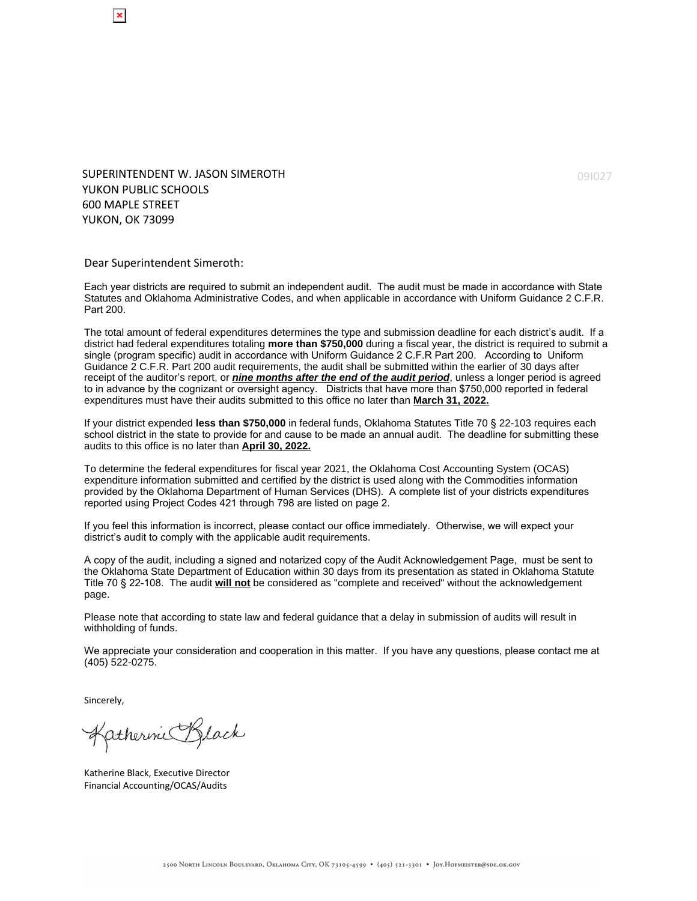SUPERINTENDENT W. JASON SIMEROTH
YUKON PUBLIC SCHOOLS
600 MAPLE STREET
YUKON, OK 73099

09I027

Dear Superintendent Simeroth:

Each year districts are required to submit an independent audit. The audit must be made in accordance with State Statutes and Oklahoma Administrative Codes, and when applicable in accordance with Uniform Guidance 2 C.F.R. Part 200.

The total amount of federal expenditures determines the type and submission deadline for each district's audit. If a district had federal expenditures totaling **more than $750,000** during a fiscal year, the district is required to submit a single (program specific) audit in accordance with Uniform Guidance 2 C.F.R Part 200. According to Uniform Guidance 2 C.F.R. Part 200 audit requirements, the audit shall be submitted within the earlier of 30 days after receipt of the auditor's report, or ***nine months after the end of the audit period***, unless a longer period is agreed to in advance by the cognizant or oversight agency. Districts that have more than $750,000 reported in federal expenditures must have their audits submitted to this office no later than **March 31, 2022.**

If your district expended **less than $750,000** in federal funds, Oklahoma Statutes Title 70 § 22-103 requires each school district in the state to provide for and cause to be made an annual audit. The deadline for submitting these audits to this office is no later than **April 30, 2022.**

To determine the federal expenditures for fiscal year 2021, the Oklahoma Cost Accounting System (OCAS) expenditure information submitted and certified by the district is used along with the Commodities information provided by the Oklahoma Department of Human Services (DHS). A complete list of your districts expenditures reported using Project Codes 421 through 798 are listed on page 2.

If you feel this information is incorrect, please contact our office immediately. Otherwise, we will expect your district's audit to comply with the applicable audit requirements.

A copy of the audit, including a signed and notarized copy of the Audit Acknowledgement Page, must be sent to the Oklahoma State Department of Education within 30 days from its presentation as stated in Oklahoma Statute Title 70 § 22-108. The audit **will not** be considered as "complete and received" without the acknowledgement page.

Please note that according to state law and federal guidance that a delay in submission of audits will result in withholding of funds.

We appreciate your consideration and cooperation in this matter. If you have any questions, please contact me at (405) 522-0275.

Sincerely,

Katherine Black

Katherine Black, Executive Director
Financial Accounting/OCAS/Audits

2500 North Lincoln Boulevard, Oklahoma City, OK 73105-4599 • (405) 521-3301 • Joy.Hofmeister@sde.ok.gov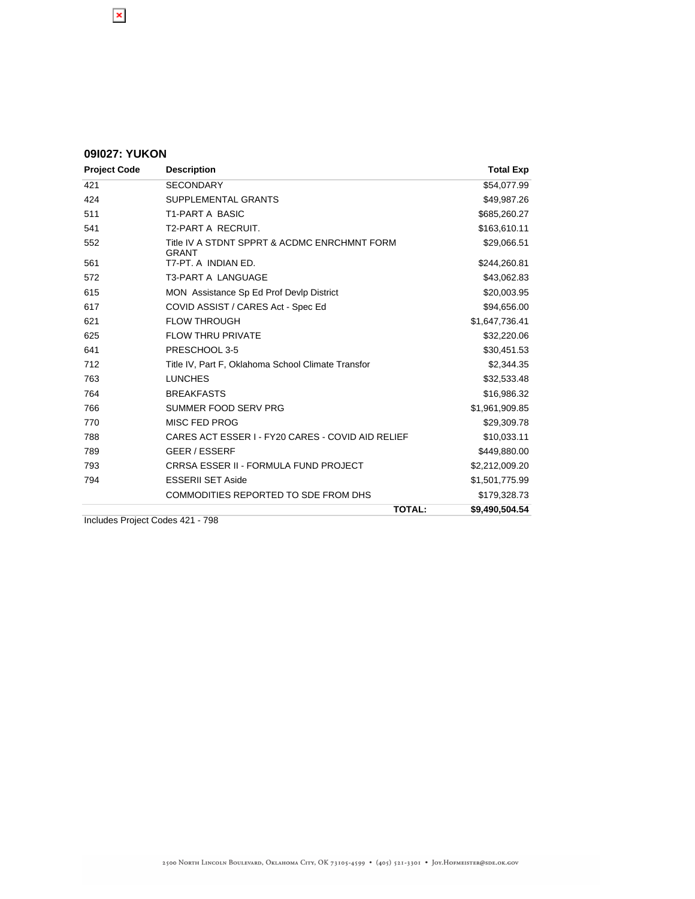### 09I027: YUKON

| Project Code | Description | Total Exp |
|---|---|---|
| 421 | SECONDARY | $54,077.99 |
| 424 | SUPPLEMENTAL GRANTS | $49,987.26 |
| 511 | T1-PART A BASIC | $685,260.27 |
| 541 | T2-PART A RECRUIT. | $163,610.11 |
| 552 | Title IV A STDNT SPPRT & ACDMC ENRCHMNT FORM GRANT | $29,066.51 |
| 561 | T7-PT. A INDIAN ED. | $244,260.81 |
| 572 | T3-PART A LANGUAGE | $43,062.83 |
| 615 | MON Assistance Sp Ed Prof Devlp District | $20,003.95 |
| 617 | COVID ASSIST / CARES Act - Spec Ed | $94,656.00 |
| 621 | FLOW THROUGH | $1,647,736.41 |
| 625 | FLOW THRU PRIVATE | $32,220.06 |
| 641 | PRESCHOOL 3-5 | $30,451.53 |
| 712 | Title IV, Part F, Oklahoma School Climate Transfor | $2,344.35 |
| 763 | LUNCHES | $32,533.48 |
| 764 | BREAKFASTS | $16,986.32 |
| 766 | SUMMER FOOD SERV PRG | $1,961,909.85 |
| 770 | MISC FED PROG | $29,309.78 |
| 788 | CARES ACT ESSER I - FY20 CARES - COVID AID RELIEF | $10,033.11 |
| 789 | GEER / ESSERF | $449,880.00 |
| 793 | CRRSA ESSER II - FORMULA FUND PROJECT | $2,212,009.20 |
| 794 | ESSERII SET Aside | $1,501,775.99 |
| | COMMODITIES REPORTED TO SDE FROM DHS | $179,328.73 |
| | **TOTAL:** | **$9,490,504.54** |

Includes Project Codes 421 - 798